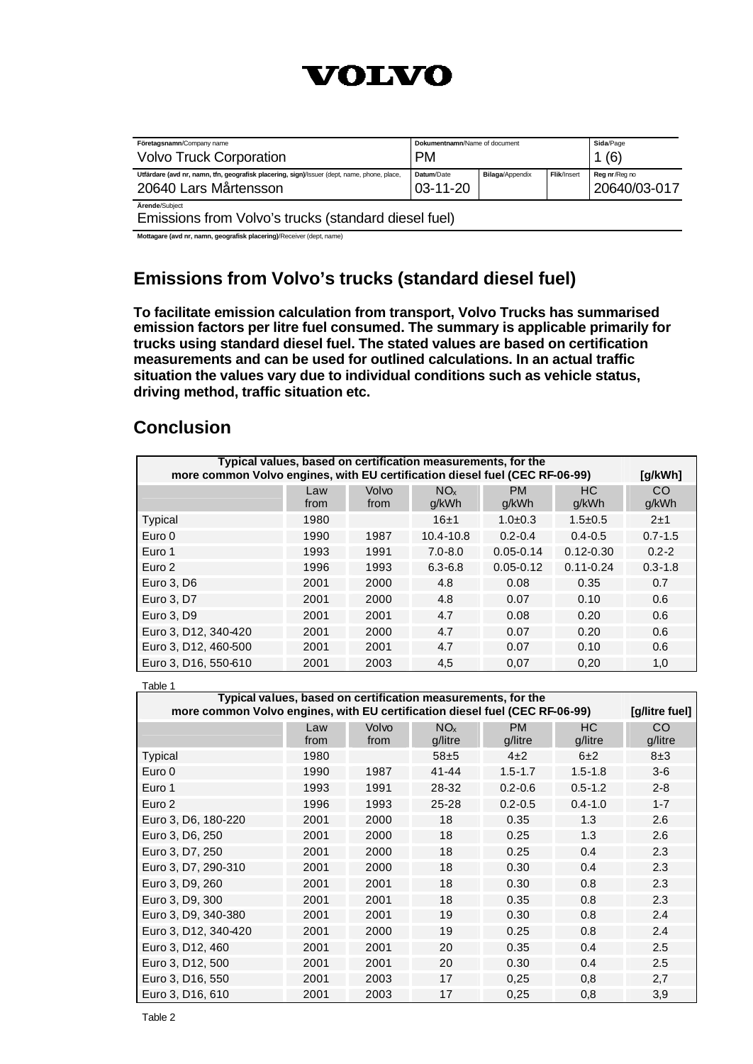# VOLVO

| Företagsnamn/Company name | Dokumentnamn/Name of document | | | Sida/Page |
|---|---|---|---|---|
| Volvo Truck Corporation | PM | | | 1 (6) |
| Utfärdare (avd nr, namn, tfn, geografisk placering, sign)/Issuer (dept, name, phone, place, | Datum/Date | Bilaga/Appendix | Flik/Insert | Reg nr/Reg no |
| 20640 Lars Mårtensson | 03-11-20 | | | 20640/03-017 |

Ärende/Subject

Emissions from Volvo's trucks (standard diesel fuel)

Mottagare (avd nr, namn, geografisk placering)/Receiver (dept, name)

## Emissions from Volvo's trucks (standard diesel fuel)

**To facilitate emission calculation from transport, Volvo Trucks has summarised emission factors per litre fuel consumed. The summary is applicable primarily for trucks using standard diesel fuel. The stated values are based on certification measurements and can be used for outlined calculations. In an actual traffic situation the values vary due to individual conditions such as vehicle status, driving method, traffic situation etc.**

## Conclusion

| Typical values, based on certification measurements, for the more common Volvo engines, with EU certification diesel fuel (CEC RF-06-99) | | | | | | [g/kWh] |
|---|---|---|---|---|---|---|
| | Law from | Volvo from | $NO_x$ g/kWh | PM g/kWh | HC g/kWh | CO g/kWh |
| Typical | 1980 | | 16±1 | 1.0±0.3 | 1.5±0.5 | 2±1 |
| Euro 0 | 1990 | 1987 | 10.4-10.8 | 0.2-0.4 | 0.4-0.5 | 0.7-1.5 |
| Euro 1 | 1993 | 1991 | 7.0-8.0 | 0.05-0.14 | 0.12-0.30 | 0.2-2 |
| Euro 2 | 1996 | 1993 | 6.3-6.8 | 0.05-0.12 | 0.11-0.24 | 0.3-1.8 |
| Euro 3, D6 | 2001 | 2000 | 4.8 | 0.08 | 0.35 | 0.7 |
| Euro 3, D7 | 2001 | 2000 | 4.8 | 0.07 | 0.10 | 0.6 |
| Euro 3, D9 | 2001 | 2001 | 4.7 | 0.08 | 0.20 | 0.6 |
| Euro 3, D12, 340-420 | 2001 | 2000 | 4.7 | 0.07 | 0.20 | 0.6 |
| Euro 3, D12, 460-500 | 2001 | 2001 | 4.7 | 0.07 | 0.10 | 0.6 |
| Euro 3, D16, 550-610 | 2001 | 2003 | 4,5 | 0,07 | 0,20 | 1,0 |

Table 1

| Typical values, based on certification measurements, for the more common Volvo engines, with EU certification diesel fuel (CEC RF-06-99) | | | | | | [g/litre fuel] |
|---|---|---|---|---|---|---|
| | Law from | Volvo from | $NO_x$ g/litre | PM g/litre | HC g/litre | CO g/litre |
| Typical | 1980 | | 58±5 | 4±2 | 6±2 | 8±3 |
| Euro 0 | 1990 | 1987 | 41-44 | 1.5-1.7 | 1.5-1.8 | 3-6 |
| Euro 1 | 1993 | 1991 | 28-32 | 0.2-0.6 | 0.5-1.2 | 2-8 |
| Euro 2 | 1996 | 1993 | 25-28 | 0.2-0.5 | 0.4-1.0 | 1-7 |
| Euro 3, D6, 180-220 | 2001 | 2000 | 18 | 0.35 | 1.3 | 2.6 |
| Euro 3, D6, 250 | 2001 | 2000 | 18 | 0.25 | 1.3 | 2.6 |
| Euro 3, D7, 250 | 2001 | 2000 | 18 | 0.25 | 0.4 | 2.3 |
| Euro 3, D7, 290-310 | 2001 | 2000 | 18 | 0.30 | 0.4 | 2.3 |
| Euro 3, D9, 260 | 2001 | 2001 | 18 | 0.30 | 0.8 | 2.3 |
| Euro 3, D9, 300 | 2001 | 2001 | 18 | 0.35 | 0.8 | 2.3 |
| Euro 3, D9, 340-380 | 2001 | 2001 | 19 | 0.30 | 0.8 | 2.4 |
| Euro 3, D12, 340-420 | 2001 | 2000 | 19 | 0.25 | 0.8 | 2.4 |
| Euro 3, D12, 460 | 2001 | 2001 | 20 | 0.35 | 0.4 | 2.5 |
| Euro 3, D12, 500 | 2001 | 2001 | 20 | 0.30 | 0.4 | 2.5 |
| Euro 3, D16, 550 | 2001 | 2003 | 17 | 0,25 | 0,8 | 2,7 |
| Euro 3, D16, 610 | 2001 | 2003 | 17 | 0,25 | 0,8 | 3,9 |

Table 2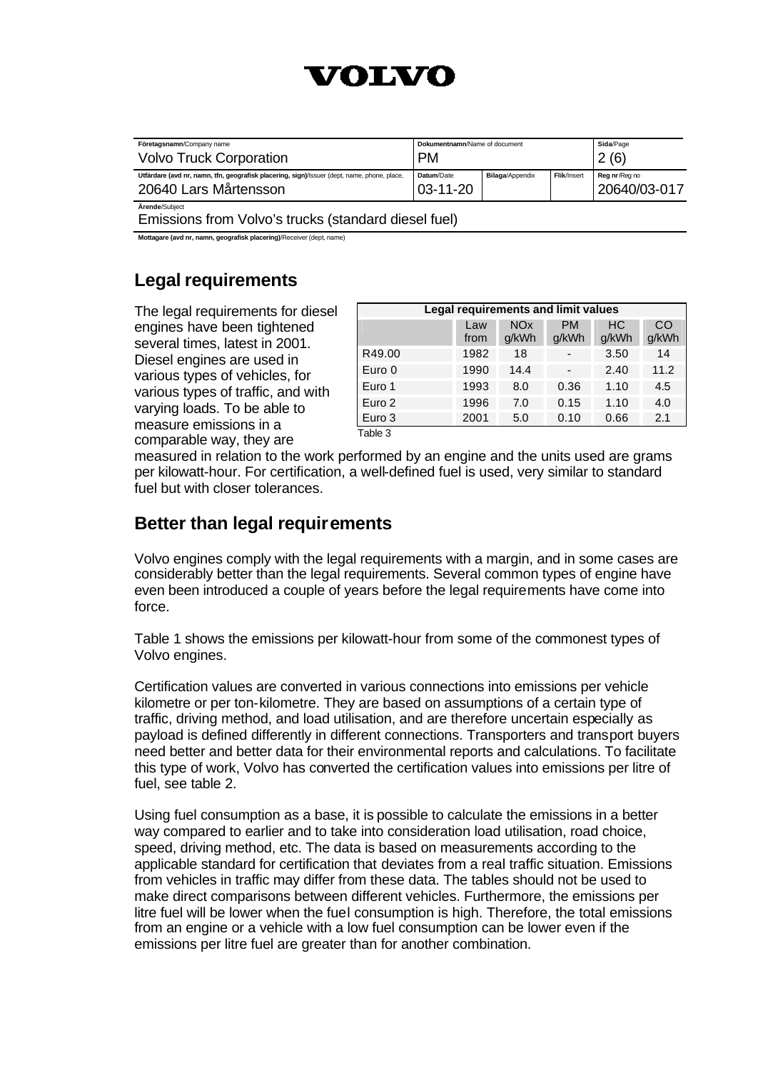# VOLVO

| Företagsnamn/Company name | Dokumentnamn/Name of document | | | Sida/Page |
|---|---|---|---|---|
| Volvo Truck Corporation | PM | | | 2 (6) |
| Utfärdare (avd nr, namn, tfn, geografisk placering, sign)/Issuer (dept, name, phone, place, | Datum/Date | Bilaga/Appendix | Flik/Insert | Reg nr/Reg no |
| 20640 Lars Mårtensson | 03-11-20 | | | 20640/03-017 |

Ärende/Subject

Emissions from Volvo's trucks (standard diesel fuel)

Mottagare (avd nr, namn, geografisk placering)/Receiver (dept, name)

## Legal requirements

The legal requirements for diesel engines have been tightened several times, latest in 2001. Diesel engines are used in various types of vehicles, for various types of traffic, and with varying loads. To be able to measure emissions in a comparable way, they are measured in relation to the work performed by an engine and the units used are grams per kilowatt-hour. For certification, a well-defined fuel is used, very similar to standard fuel but with closer tolerances.

| Legal requirements and limit values | | | | | |
|---|---|---|---|---|---|
| | Law from | $NO_x$ g/kWh | PM g/kWh | HC g/kWh | CO g/kWh |
| R49.00 | 1982 | 18 | - | 3.50 | 14 |
| Euro 0 | 1990 | 14.4 | - | 2.40 | 11.2 |
| Euro 1 | 1993 | 8.0 | 0.36 | 1.10 | 4.5 |
| Euro 2 | 1996 | 7.0 | 0.15 | 1.10 | 4.0 |
| Euro 3 | 2001 | 5.0 | 0.10 | 0.66 | 2.1 |

Table 3

## Better than legal requirements

Volvo engines comply with the legal requirements with a margin, and in some cases are considerably better than the legal requirements. Several common types of engine have even been introduced a couple of years before the legal requirements have come into force.

Table 1 shows the emissions per kilowatt-hour from some of the commonest types of Volvo engines.

Certification values are converted in various connections into emissions per vehicle kilometre or per ton-kilometre. They are based on assumptions of a certain type of traffic, driving method, and load utilisation, and are therefore uncertain especially as payload is defined differently in different connections. Transporters and transport buyers need better and better data for their environmental reports and calculations. To facilitate this type of work, Volvo has converted the certification values into emissions per litre of fuel, see table 2.

Using fuel consumption as a base, it is possible to calculate the emissions in a better way compared to earlier and to take into consideration load utilisation, road choice, speed, driving method, etc. The data is based on measurements according to the applicable standard for certification that deviates from a real traffic situation. Emissions from vehicles in traffic may differ from these data. The tables should not be used to make direct comparisons between different vehicles. Furthermore, the emissions per litre fuel will be lower when the fuel consumption is high. Therefore, the total emissions from an engine or a vehicle with a low fuel consumption can be lower even if the emissions per litre fuel are greater than for another combination.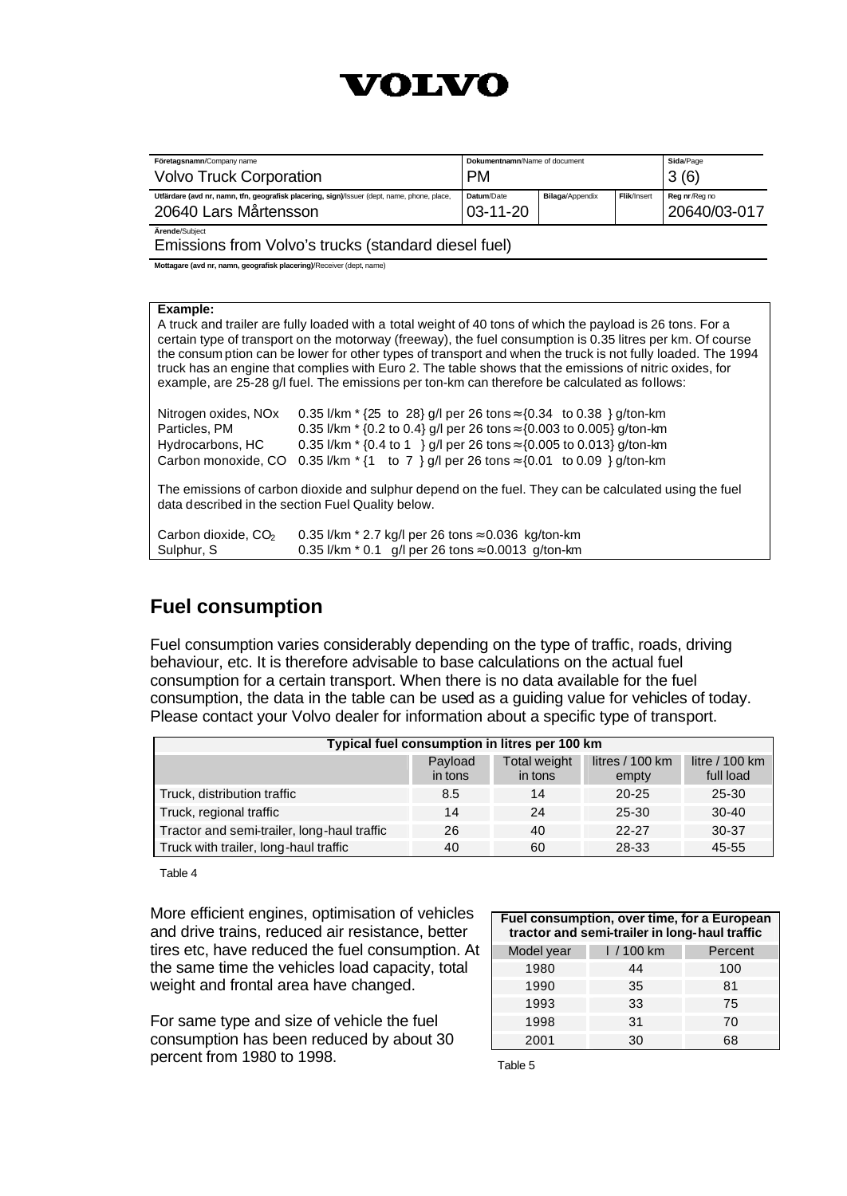**Example:**

A truck and trailer are fully loaded with a total weight of 40 tons of which the payload is 26 tons. For a certain type of transport on the motorway (freeway), the fuel consumption is 0.35 litres per km. Of course the consumption can be lower for other types of transport and when the truck is not fully loaded. The 1994 truck has an engine that complies with Euro 2. The table shows that the emissions of nitric oxides, for example, are 25-28 g/l fuel. The emissions per ton-km can therefore be calculated as follows:

Nitrogen oxides, NOx 0.35 l/km * {25 to 28} g/l per 26 tons ≈ {0.34 to 0.38 } g/ton-km
Particles, PM 0.35 l/km * {0.2 to 0.4} g/l per 26 tons ≈ {0.003 to 0.005} g/ton-km
Hydrocarbons, HC 0.35 l/km * {0.4 to 1 } g/l per 26 tons ≈ {0.005 to 0.013} g/ton-km
Carbon monoxide, CO 0.35 l/km * {1 to 7 } g/l per 26 tons ≈ {0.01 to 0.09 } g/ton-km

The emissions of carbon dioxide and sulphur depend on the fuel. They can be calculated using the fuel data described in the section Fuel Quality below.

Carbon dioxide, $CO_2$ 0.35 l/km * 2.7 kg/l per 26 tons ≈ 0.036 kg/ton-km
Sulphur, S 0.35 l/km * 0.1 g/l per 26 tons ≈ 0.0013 g/ton-km

## Fuel consumption

Fuel consumption varies considerably depending on the type of traffic, roads, driving behaviour, etc. It is therefore advisable to base calculations on the actual fuel consumption for a certain transport. When there is no data available for the fuel consumption, the data in the table can be used as a guiding value for vehicles of today. Please contact your Volvo dealer for information about a specific type of transport.

| Typical fuel consumption in litres per 100 km | | | | |
|---|---|---|---|---|
| | Payload in tons | Total weight in tons | litres / 100 km empty | litre / 100 km full load |
| Truck, distribution traffic | 8.5 | 14 | 20-25 | 25-30 |
| Truck, regional traffic | 14 | 24 | 25-30 | 30-40 |
| Tractor and semi-trailer, long-haul traffic | 26 | 40 | 22-27 | 30-37 |
| Truck with trailer, long-haul traffic | 40 | 60 | 28-33 | 45-55 |

Table 4

More efficient engines, optimisation of vehicles and drive trains, reduced air resistance, better tires etc, have reduced the fuel consumption. At the same time the vehicles load capacity, total weight and frontal area have changed.

For same type and size of vehicle the fuel consumption has been reduced by about 30 percent from 1980 to 1998.

| Fuel consumption, over time, for a European tractor and semi-trailer in long-haul traffic | | |
|---|---|---|
| Model year | l / 100 km | Percent |
| 1980 | 44 | 100 |
| 1990 | 35 | 81 |
| 1993 | 33 | 75 |
| 1998 | 31 | 70 |
| 2001 | 30 | 68 |

Table 5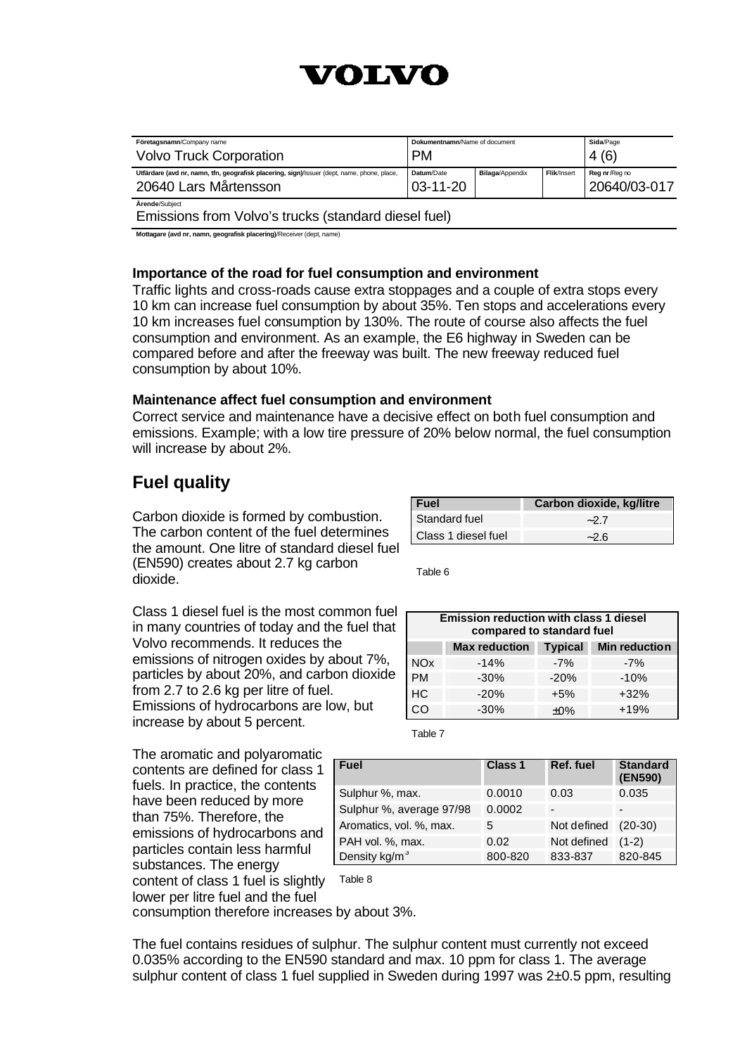### Importance of the road for fuel consumption and environment

Traffic lights and cross-roads cause extra stoppages and a couple of extra stops every 10 km can increase fuel consumption by about 35%. Ten stops and accelerations every 10 km increases fuel consumption by 130%. The route of course also affects the fuel consumption and environment. As an example, the E6 highway in Sweden can be compared before and after the freeway was built. The new freeway reduced fuel consumption by about 10%.

### Maintenance affect fuel consumption and environment

Correct service and maintenance have a decisive effect on both fuel consumption and emissions. Example; with a low tire pressure of 20% below normal, the fuel consumption will increase by about 2%.

## Fuel quality

Carbon dioxide is formed by combustion. The carbon content of the fuel determines the amount. One litre of standard diesel fuel (EN590) creates about 2.7 kg carbon dioxide.

| Fuel | Carbon dioxide, kg/litre |
|---|---|
| Standard fuel | ~2.7 |
| Class 1 diesel fuel | ~2.6 |

Table 6

Class 1 diesel fuel is the most common fuel in many countries of today and the fuel that Volvo recommends. It reduces the emissions of nitrogen oxides by about 7%, particles by about 20%, and carbon dioxide from 2.7 to 2.6 kg per litre of fuel. Emissions of hydrocarbons are low, but increase by about 5 percent.

| Emission reduction with class 1 diesel compared to standard fuel | | | |
|---|---|---|---|
| | Max reduction | Typical | Min reduction |
| NOx | -14% | -7% | -7% |
| PM | -30% | -20% | -10% |
| HC | -20% | +5% | +32% |
| CO | -30% | ±0% | +19% |

Table 7

The aromatic and polyaromatic contents are defined for class 1 fuels. In practice, the contents have been reduced by more than 75%. Therefore, the emissions of hydrocarbons and particles contain less harmful substances. The energy content of class 1 fuel is slightly lower per litre fuel and the fuel consumption therefore increases by about 3%.

| Fuel | Class 1 | Ref. fuel | Standard (EN590) |
|---|---|---|---|
| Sulphur %, max. | 0.0010 | 0.03 | 0.035 |
| Sulphur %, average 97/98 | 0.0002 | - | - |
| Aromatics, vol. %, max. | 5 | Not defined | (20-30) |
| PAH vol. %, max. | 0.02 | Not defined | (1-2) |
| Density kg/m$^3$ | 800-820 | 833-837 | 820-845 |

Table 8

The fuel contains residues of sulphur. The sulphur content must currently not exceed 0.035% according to the EN590 standard and max. 10 ppm for class 1. The average sulphur content of class 1 fuel supplied in Sweden during 1997 was 2±0.5 ppm, resulting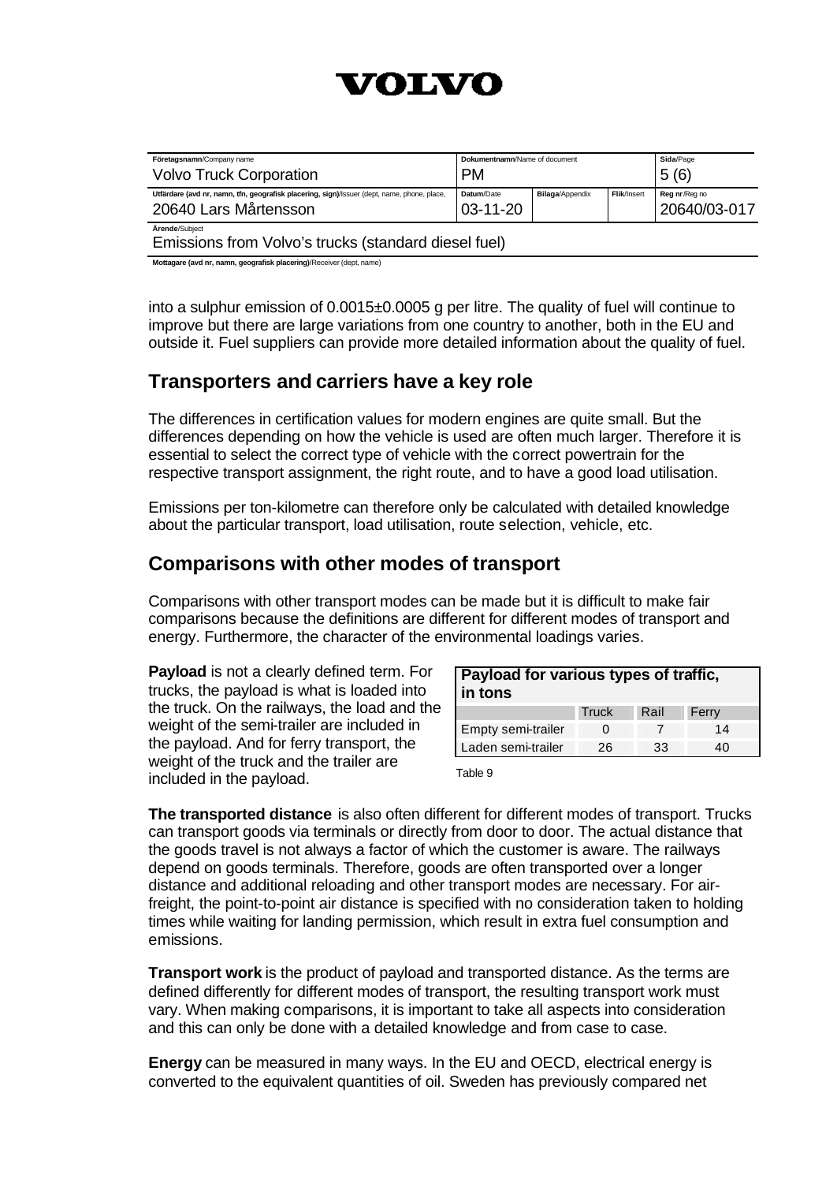into a sulphur emission of 0.0015±0.0005 g per litre. The quality of fuel will continue to improve but there are large variations from one country to another, both in the EU and outside it. Fuel suppliers can provide more detailed information about the quality of fuel.

## Transporters and carriers have a key role

The differences in certification values for modern engines are quite small. But the differences depending on how the vehicle is used are often much larger. Therefore it is essential to select the correct type of vehicle with the correct powertrain for the respective transport assignment, the right route, and to have a good load utilisation.

Emissions per ton-kilometre can therefore only be calculated with detailed knowledge about the particular transport, load utilisation, route selection, vehicle, etc.

## Comparisons with other modes of transport

Comparisons with other transport modes can be made but it is difficult to make fair comparisons because the definitions are different for different modes of transport and energy. Furthermore, the character of the environmental loadings varies.

**Payload** is not a clearly defined term. For trucks, the payload is what is loaded into the truck. On the railways, the load and the weight of the semi-trailer are included in the payload. And for ferry transport, the weight of the truck and the trailer are included in the payload.

**Payload for various types of traffic, in tons**

| | Truck | Rail | Ferry |
|---|---|---|---|
| Empty semi-trailer | 0 | 7 | 14 |
| Laden semi-trailer | 26 | 33 | 40 |

Table 9

**The transported distance** is also often different for different modes of transport. Trucks can transport goods via terminals or directly from door to door. The actual distance that the goods travel is not always a factor of which the customer is aware. The railways depend on goods terminals. Therefore, goods are often transported over a longer distance and additional reloading and other transport modes are necessary. For air-freight, the point-to-point air distance is specified with no consideration taken to holding times while waiting for landing permission, which result in extra fuel consumption and emissions.

**Transport work** is the product of payload and transported distance. As the terms are defined differently for different modes of transport, the resulting transport work must vary. When making comparisons, it is important to take all aspects into consideration and this can only be done with a detailed knowledge and from case to case.

**Energy** can be measured in many ways. In the EU and OECD, electrical energy is converted to the equivalent quantities of oil. Sweden has previously compared net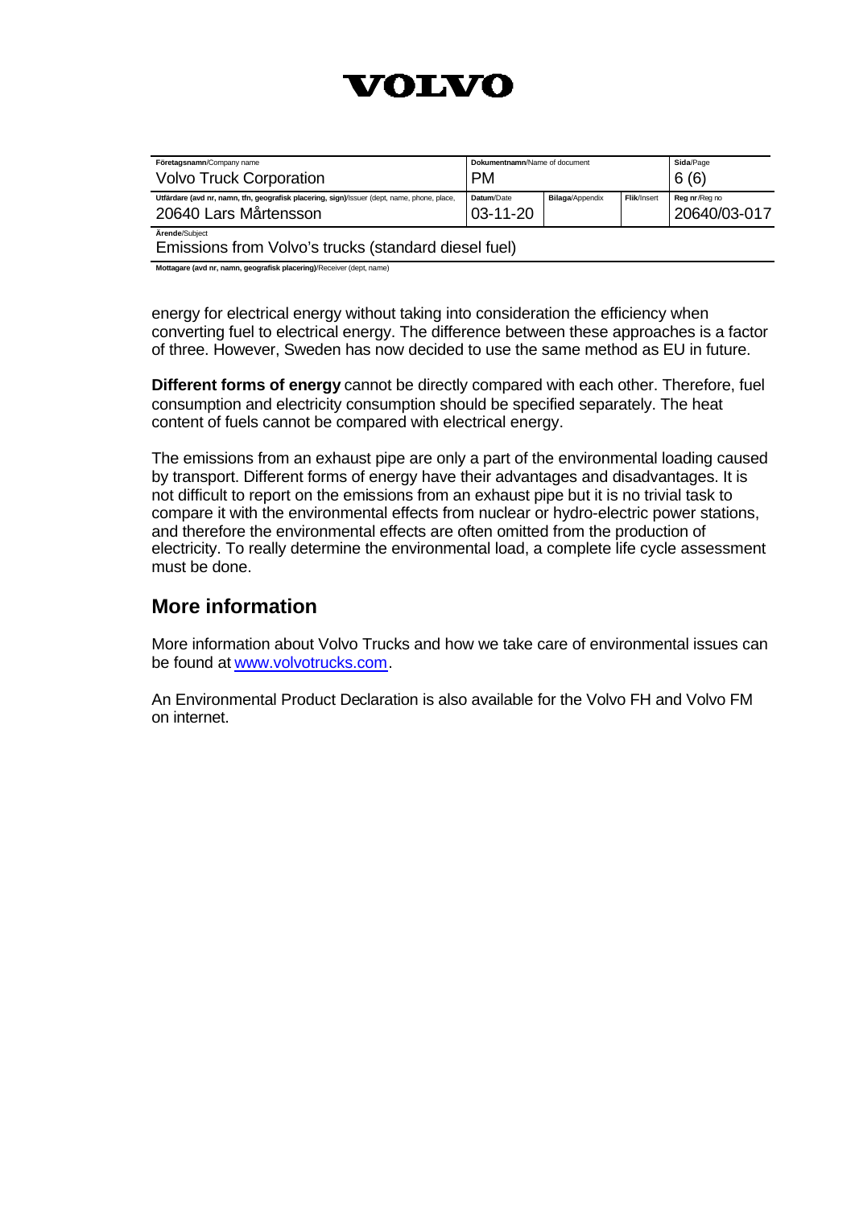energy for electrical energy without taking into consideration the efficiency when converting fuel to electrical energy. The difference between these approaches is a factor of three. However, Sweden has now decided to use the same method as EU in future.

**Different forms of energy** cannot be directly compared with each other. Therefore, fuel consumption and electricity consumption should be specified separately. The heat content of fuels cannot be compared with electrical energy.

The emissions from an exhaust pipe are only a part of the environmental loading caused by transport. Different forms of energy have their advantages and disadvantages. It is not difficult to report on the emissions from an exhaust pipe but it is no trivial task to compare it with the environmental effects from nuclear or hydro-electric power stations, and therefore the environmental effects are often omitted from the production of electricity. To really determine the environmental load, a complete life cycle assessment must be done.

## More information

More information about Volvo Trucks and how we take care of environmental issues can be found at www.volvotrucks.com.

An Environmental Product Declaration is also available for the Volvo FH and Volvo FM on internet.